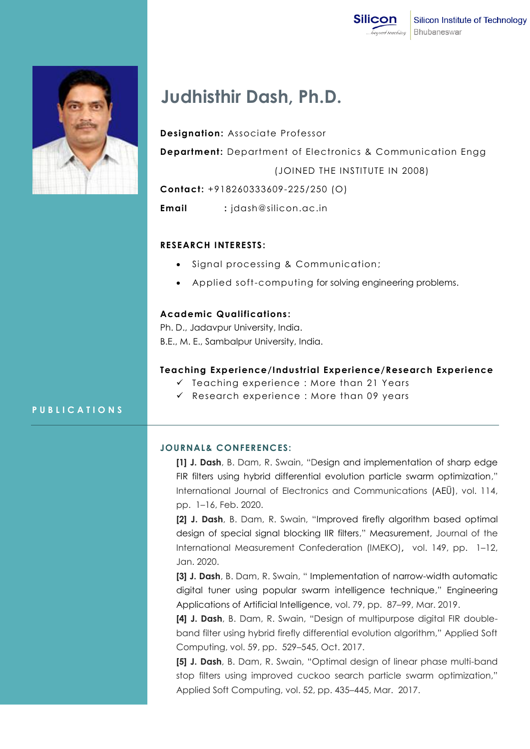Silicon Institute of Technology
Bhubaneswar

# Judhisthir Dash, Ph.D.

**Designation:** Associate Professor

**Department:** Department of Electronics & Communication Engg

(JOINED THE INSTITUTE IN 2008)

**Contact:** +918260333609-225/250 (O)

**Email** : jdash@silicon.ac.in

### RESEARCH INTERESTS:

- Signal processing & Communication;
- Applied soft-computing for solving engineering problems.

### Academic Qualifications:

Ph. D., Jadavpur University, India.
B.E., M. E., Sambalpur University, India.

### Teaching Experience/Industrial Experience/Research Experience

- ✓ Teaching experience : More than 21 Years
- ✓ Research experience : More than 09 years

## PUBLICATIONS

### JOURNAL& CONFERENCES:

**[1] J. Dash**, B. Dam, R. Swain, "Design and implementation of sharp edge FIR filters using hybrid differential evolution particle swarm optimization," International Journal of Electronics and Communications (AEÜ), vol. 114, pp. 1–16, Feb. 2020.

**[2] J. Dash**, B. Dam, R. Swain, "Improved firefly algorithm based optimal design of special signal blocking IIR filters," Measurement, Journal of the International Measurement Confederation (IMEKO), vol. 149, pp. 1–12, Jan. 2020.

**[3] J. Dash**, B. Dam, R. Swain, " Implementation of narrow-width automatic digital tuner using popular swarm intelligence technique," Engineering Applications of Artificial Intelligence, vol. 79, pp. 87–99, Mar. 2019.

**[4] J. Dash**, B. Dam, R. Swain, "Design of multipurpose digital FIR double-band filter using hybrid firefly differential evolution algorithm," Applied Soft Computing, vol. 59, pp. 529–545, Oct. 2017.

**[5] J. Dash**, B. Dam, R. Swain, "Optimal design of linear phase multi-band stop filters using improved cuckoo search particle swarm optimization," Applied Soft Computing, vol. 52, pp. 435–445, Mar. 2017.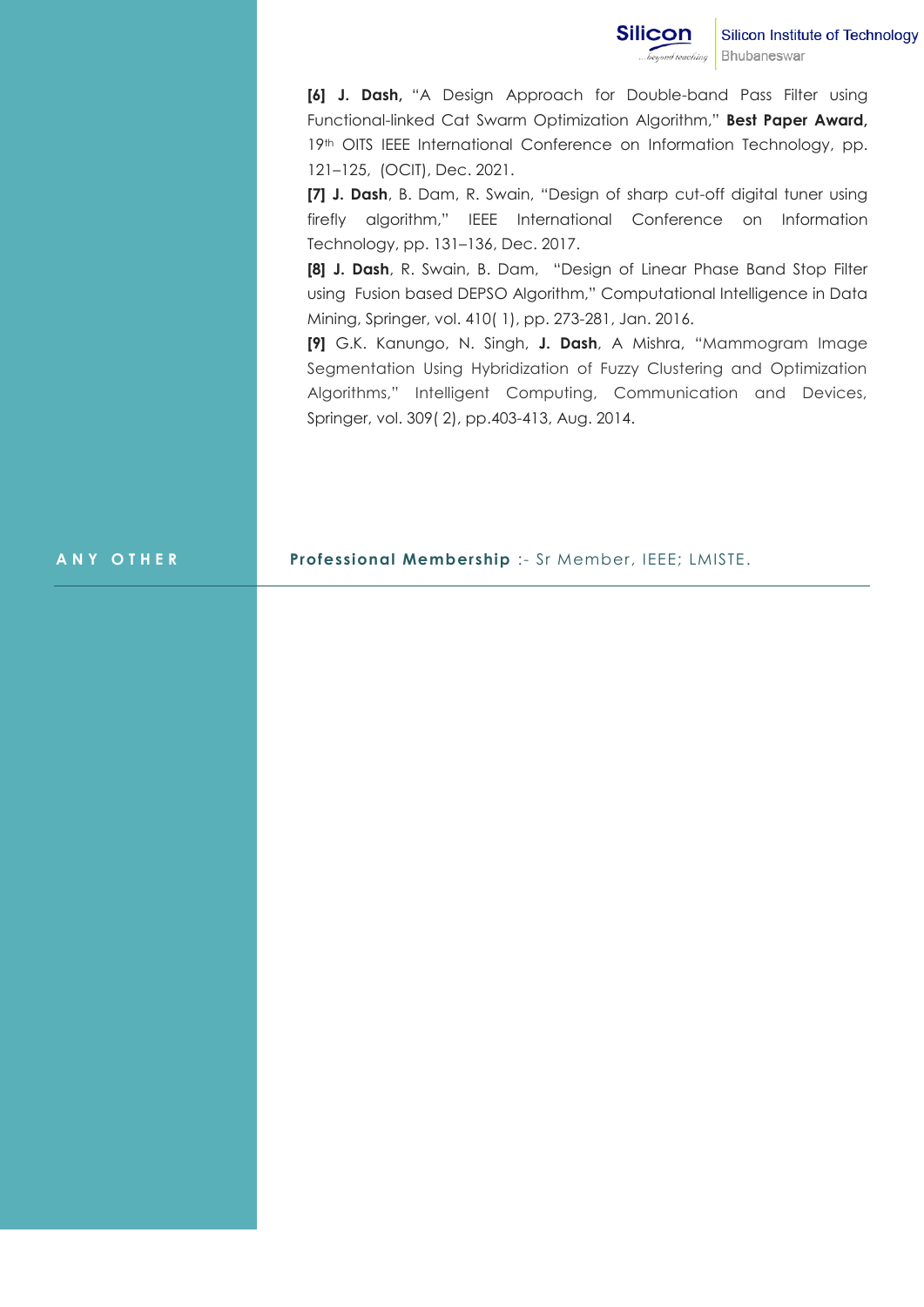**[6] J. Dash,** "A Design Approach for Double-band Pass Filter using Functional-linked Cat Swarm Optimization Algorithm," **Best Paper Award,** 19th OITS IEEE International Conference on Information Technology, pp. 121–125, (OCIT), Dec. 2021.

**[7] J. Dash**, B. Dam, R. Swain, "Design of sharp cut-off digital tuner using firefly algorithm," IEEE International Conference on Information Technology, pp. 131–136, Dec. 2017.

**[8] J. Dash**, R. Swain, B. Dam, "Design of Linear Phase Band Stop Filter using Fusion based DEPSO Algorithm," Computational Intelligence in Data Mining, Springer, vol. 410( 1), pp. 273-281, Jan. 2016.

**[9]** G.K. Kanungo, N. Singh, **J. Dash**, A Mishra, "Mammogram Image Segmentation Using Hybridization of Fuzzy Clustering and Optimization Algorithms," Intelligent Computing, Communication and Devices, Springer, vol. 309( 2), pp.403-413, Aug. 2014.

## ANY OTHER

**Professional Membership** :- Sr Member, IEEE; LMISTE.